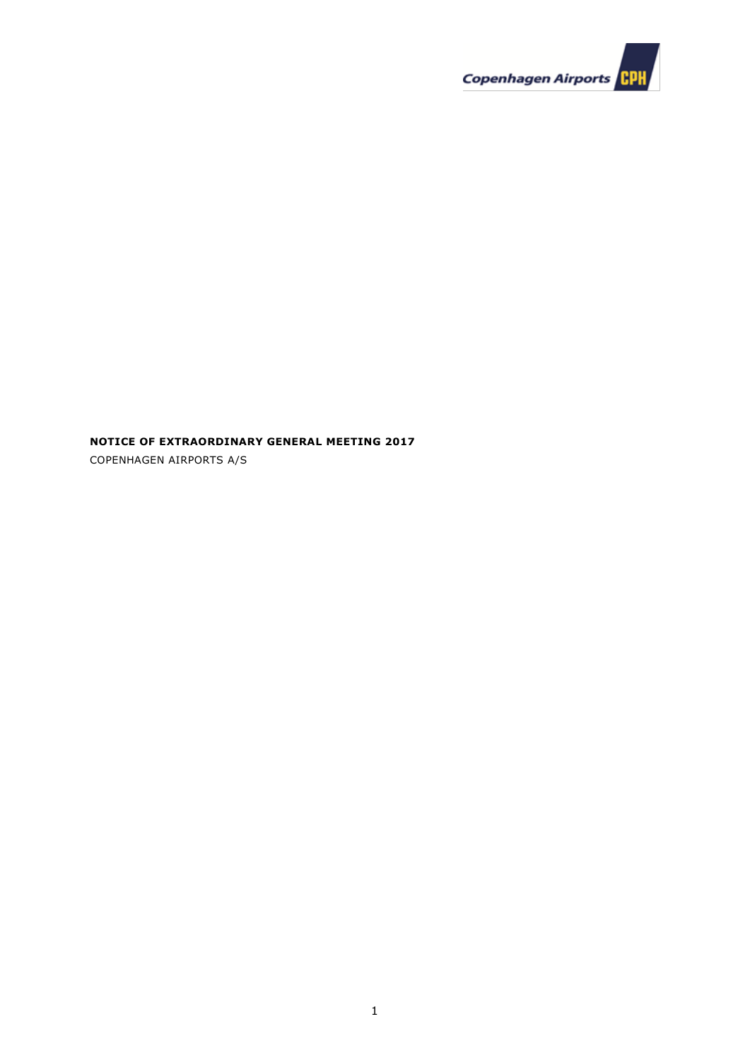**NOTICE OF EXTRAORDINARY GENERAL MEETING 2017**

COPENHAGEN AIRPORTS A/S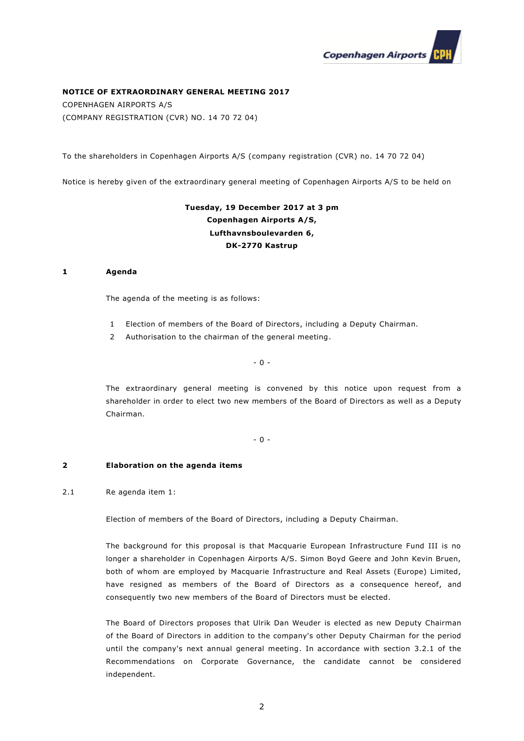**NOTICE OF EXTRAORDINARY GENERAL MEETING 2017**

COPENHAGEN AIRPORTS A/S

(COMPANY REGISTRATION (CVR) NO. 14 70 72 04)

To the shareholders in Copenhagen Airports A/S (company registration (CVR) no. 14 70 72 04)

Notice is hereby given of the extraordinary general meeting of Copenhagen Airports A/S to be held on

**Tuesday, 19 December 2017 at 3 pm**
**Copenhagen Airports A/S,**
**Lufthavnsboulevarden 6,**
**DK-2770 Kastrup**

## 1 Agenda

The agenda of the meeting is as follows:

1. Election of members of the Board of Directors, including a Deputy Chairman.
2. Authorisation to the chairman of the general meeting.

\- 0 -

The extraordinary general meeting is convened by this notice upon request from a shareholder in order to elect two new members of the Board of Directors as well as a Deputy Chairman.

\- 0 -

## 2 Elaboration on the agenda items

2.1 Re agenda item 1:

Election of members of the Board of Directors, including a Deputy Chairman.

The background for this proposal is that Macquarie European Infrastructure Fund III is no longer a shareholder in Copenhagen Airports A/S. Simon Boyd Geere and John Kevin Bruen, both of whom are employed by Macquarie Infrastructure and Real Assets (Europe) Limited, have resigned as members of the Board of Directors as a consequence hereof, and consequently two new members of the Board of Directors must be elected.

The Board of Directors proposes that Ulrik Dan Weuder is elected as new Deputy Chairman of the Board of Directors in addition to the company's other Deputy Chairman for the period until the company's next annual general meeting. In accordance with section 3.2.1 of the Recommendations on Corporate Governance, the candidate cannot be considered independent.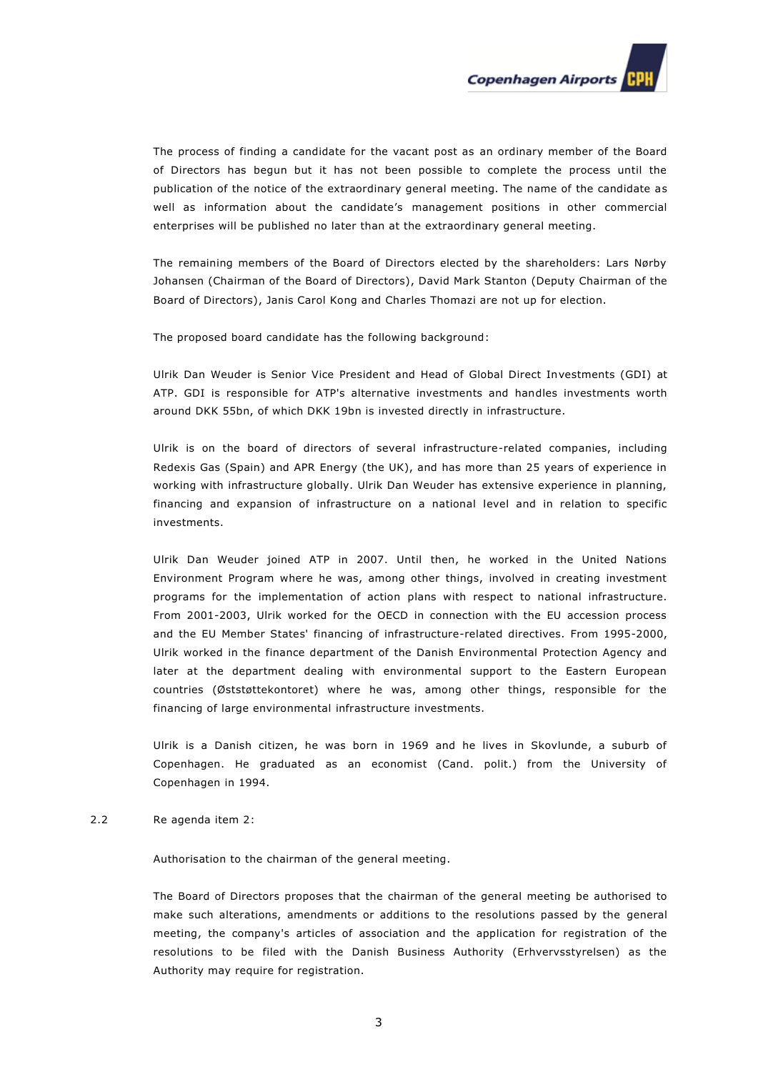The process of finding a candidate for the vacant post as an ordinary member of the Board of Directors has begun but it has not been possible to complete the process until the publication of the notice of the extraordinary general meeting. The name of the candidate as well as information about the candidate's management positions in other commercial enterprises will be published no later than at the extraordinary general meeting.

The remaining members of the Board of Directors elected by the shareholders: Lars Nørby Johansen (Chairman of the Board of Directors), David Mark Stanton (Deputy Chairman of the Board of Directors), Janis Carol Kong and Charles Thomazi are not up for election.

The proposed board candidate has the following background:

Ulrik Dan Weuder is Senior Vice President and Head of Global Direct Investments (GDI) at ATP. GDI is responsible for ATP's alternative investments and handles investments worth around DKK 55bn, of which DKK 19bn is invested directly in infrastructure.

Ulrik is on the board of directors of several infrastructure-related companies, including Redexis Gas (Spain) and APR Energy (the UK), and has more than 25 years of experience in working with infrastructure globally. Ulrik Dan Weuder has extensive experience in planning, financing and expansion of infrastructure on a national level and in relation to specific investments.

Ulrik Dan Weuder joined ATP in 2007. Until then, he worked in the United Nations Environment Program where he was, among other things, involved in creating investment programs for the implementation of action plans with respect to national infrastructure. From 2001-2003, Ulrik worked for the OECD in connection with the EU accession process and the EU Member States' financing of infrastructure-related directives. From 1995-2000, Ulrik worked in the finance department of the Danish Environmental Protection Agency and later at the department dealing with environmental support to the Eastern European countries (Øststøttekontoret) where he was, among other things, responsible for the financing of large environmental infrastructure investments.

Ulrik is a Danish citizen, he was born in 1969 and he lives in Skovlunde, a suburb of Copenhagen. He graduated as an economist (Cand. polit.) from the University of Copenhagen in 1994.

2.2 Re agenda item 2:

Authorisation to the chairman of the general meeting.

The Board of Directors proposes that the chairman of the general meeting be authorised to make such alterations, amendments or additions to the resolutions passed by the general meeting, the company's articles of association and the application for registration of the resolutions to be filed with the Danish Business Authority (Erhvervsstyrelsen) as the Authority may require for registration.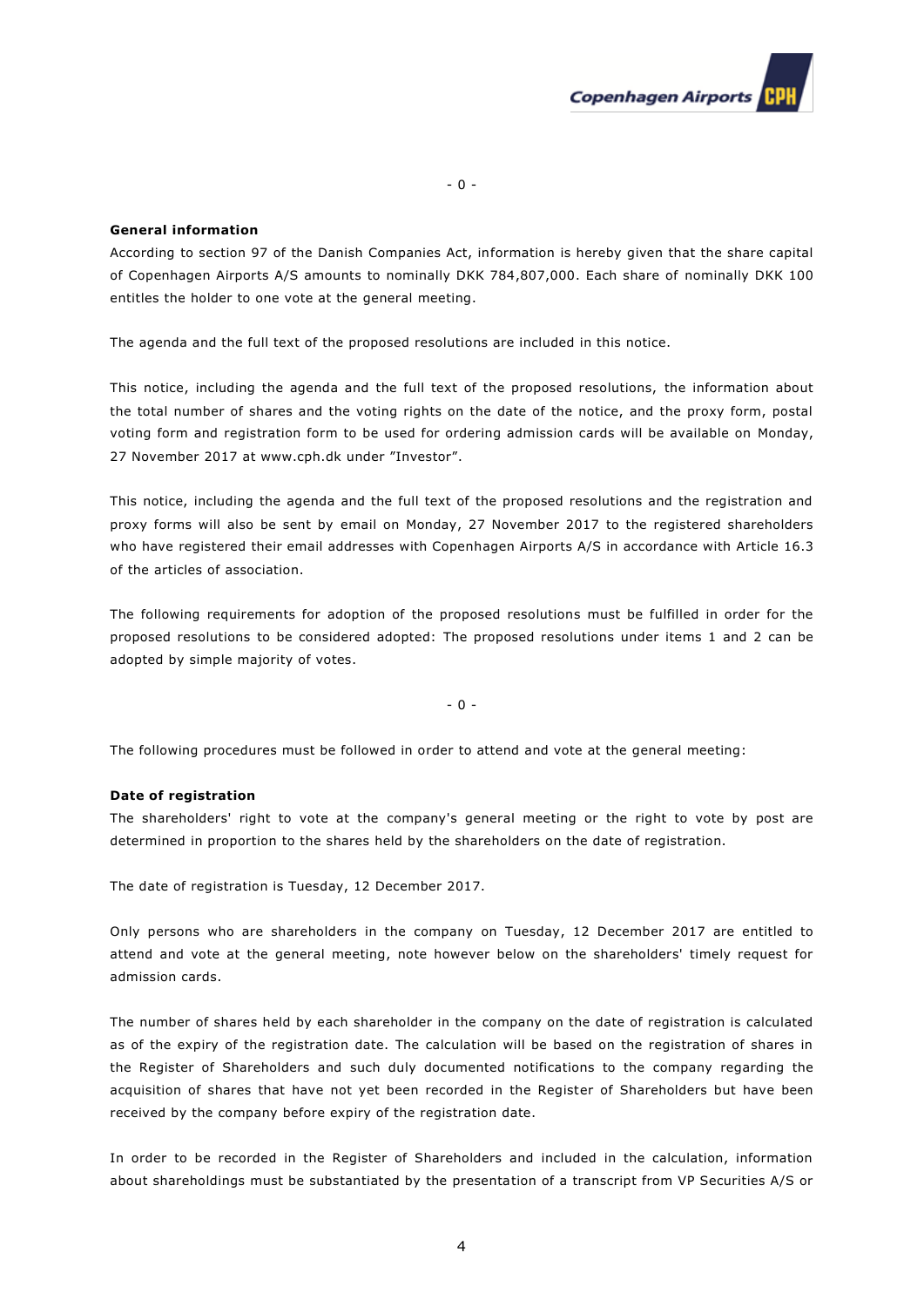- 0 -

**General information**

According to section 97 of the Danish Companies Act, information is hereby given that the share capital of Copenhagen Airports A/S amounts to nominally DKK 784,807,000. Each share of nominally DKK 100 entitles the holder to one vote at the general meeting.

The agenda and the full text of the proposed resolutions are included in this notice.

This notice, including the agenda and the full text of the proposed resolutions, the information about the total number of shares and the voting rights on the date of the notice, and the proxy form, postal voting form and registration form to be used for ordering admission cards will be available on Monday, 27 November 2017 at www.cph.dk under "Investor".

This notice, including the agenda and the full text of the proposed resolutions and the registration and proxy forms will also be sent by email on Monday, 27 November 2017 to the registered shareholders who have registered their email addresses with Copenhagen Airports A/S in accordance with Article 16.3 of the articles of association.

The following requirements for adoption of the proposed resolutions must be fulfilled in order for the proposed resolutions to be considered adopted: The proposed resolutions under items 1 and 2 can be adopted by simple majority of votes.

- 0 -

The following procedures must be followed in order to attend and vote at the general meeting:

**Date of registration**

The shareholders' right to vote at the company's general meeting or the right to vote by post are determined in proportion to the shares held by the shareholders on the date of registration.

The date of registration is Tuesday, 12 December 2017.

Only persons who are shareholders in the company on Tuesday, 12 December 2017 are entitled to attend and vote at the general meeting, note however below on the shareholders' timely request for admission cards.

The number of shares held by each shareholder in the company on the date of registration is calculated as of the expiry of the registration date. The calculation will be based on the registration of shares in the Register of Shareholders and such duly documented notifications to the company regarding the acquisition of shares that have not yet been recorded in the Register of Shareholders but have been received by the company before expiry of the registration date.

In order to be recorded in the Register of Shareholders and included in the calculation, information about shareholdings must be substantiated by the presentation of a transcript from VP Securities A/S or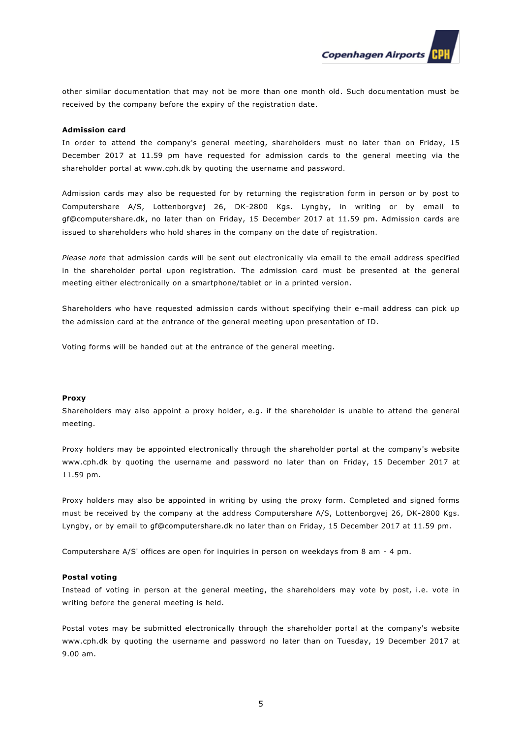other similar documentation that may not be more than one month old. Such documentation must be received by the company before the expiry of the registration date.

**Admission card**

In order to attend the company's general meeting, shareholders must no later than on Friday, 15 December 2017 at 11.59 pm have requested for admission cards to the general meeting via the shareholder portal at www.cph.dk by quoting the username and password.

Admission cards may also be requested for by returning the registration form in person or by post to Computershare A/S, Lottenborgvej 26, DK-2800 Kgs. Lyngby, in writing or by email to gf@computershare.dk, no later than on Friday, 15 December 2017 at 11.59 pm. Admission cards are issued to shareholders who hold shares in the company on the date of registration.

*Please note* that admission cards will be sent out electronically via email to the email address specified in the shareholder portal upon registration. The admission card must be presented at the general meeting either electronically on a smartphone/tablet or in a printed version.

Shareholders who have requested admission cards without specifying their e-mail address can pick up the admission card at the entrance of the general meeting upon presentation of ID.

Voting forms will be handed out at the entrance of the general meeting.

**Proxy**

Shareholders may also appoint a proxy holder, e.g. if the shareholder is unable to attend the general meeting.

Proxy holders may be appointed electronically through the shareholder portal at the company's website www.cph.dk by quoting the username and password no later than on Friday, 15 December 2017 at 11.59 pm.

Proxy holders may also be appointed in writing by using the proxy form. Completed and signed forms must be received by the company at the address Computershare A/S, Lottenborgvej 26, DK-2800 Kgs. Lyngby, or by email to gf@computershare.dk no later than on Friday, 15 December 2017 at 11.59 pm.

Computershare A/S' offices are open for inquiries in person on weekdays from 8 am - 4 pm.

**Postal voting**

Instead of voting in person at the general meeting, the shareholders may vote by post, i.e. vote in writing before the general meeting is held.

Postal votes may be submitted electronically through the shareholder portal at the company's website www.cph.dk by quoting the username and password no later than on Tuesday, 19 December 2017 at 9.00 am.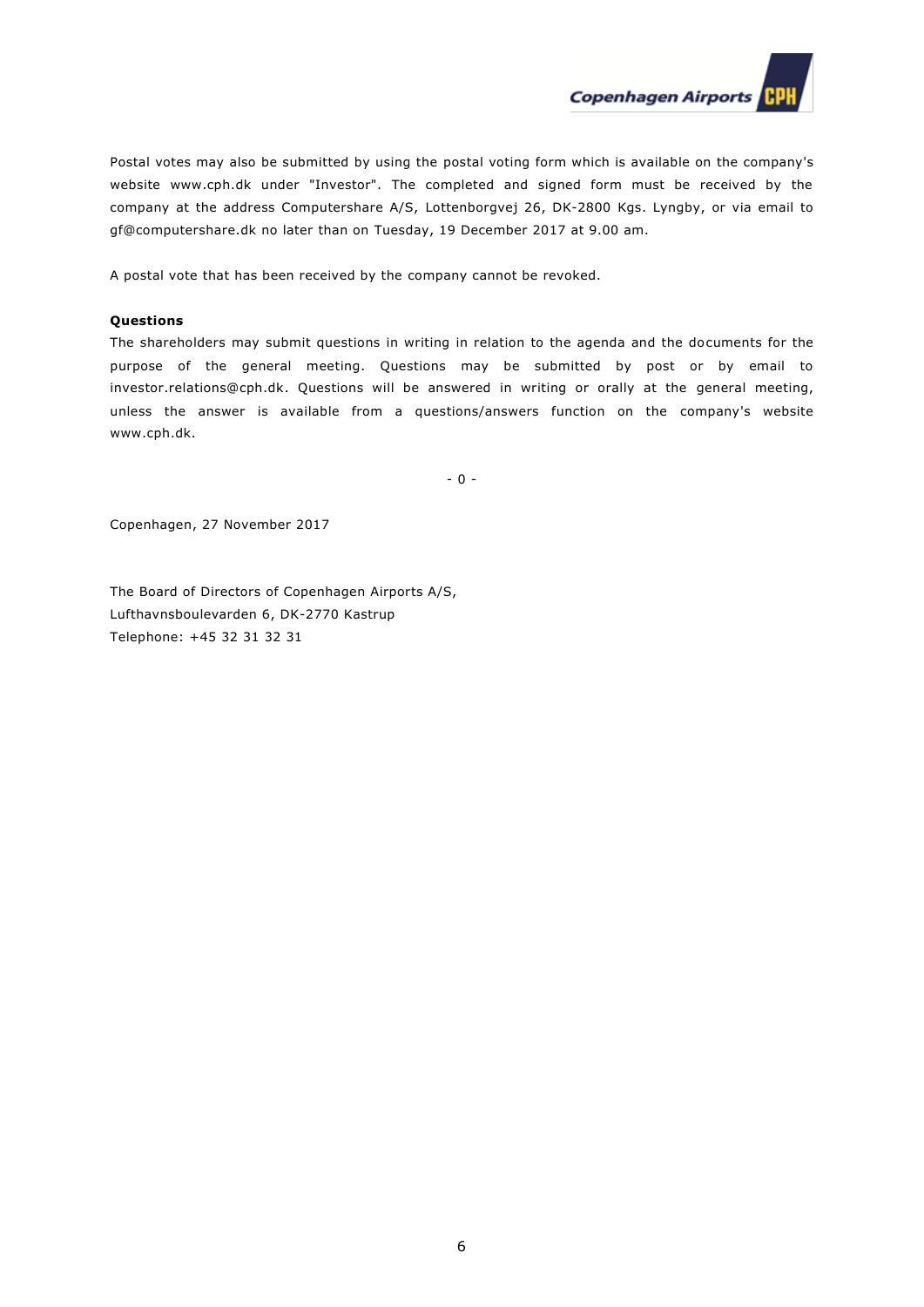Postal votes may also be submitted by using the postal voting form which is available on the company's website www.cph.dk under "Investor". The completed and signed form must be received by the company at the address Computershare A/S, Lottenborgvej 26, DK-2800 Kgs. Lyngby, or via email to gf@computershare.dk no later than on Tuesday, 19 December 2017 at 9.00 am.

A postal vote that has been received by the company cannot be revoked.

**Questions**

The shareholders may submit questions in writing in relation to the agenda and the documents for the purpose of the general meeting. Questions may be submitted by post or by email to investor.relations@cph.dk. Questions will be answered in writing or orally at the general meeting, unless the answer is available from a questions/answers function on the company's website www.cph.dk.

- 0 -

Copenhagen, 27 November 2017

The Board of Directors of Copenhagen Airports A/S,
Lufthavnsboulevarden 6, DK-2770 Kastrup
Telephone: +45 32 31 32 31